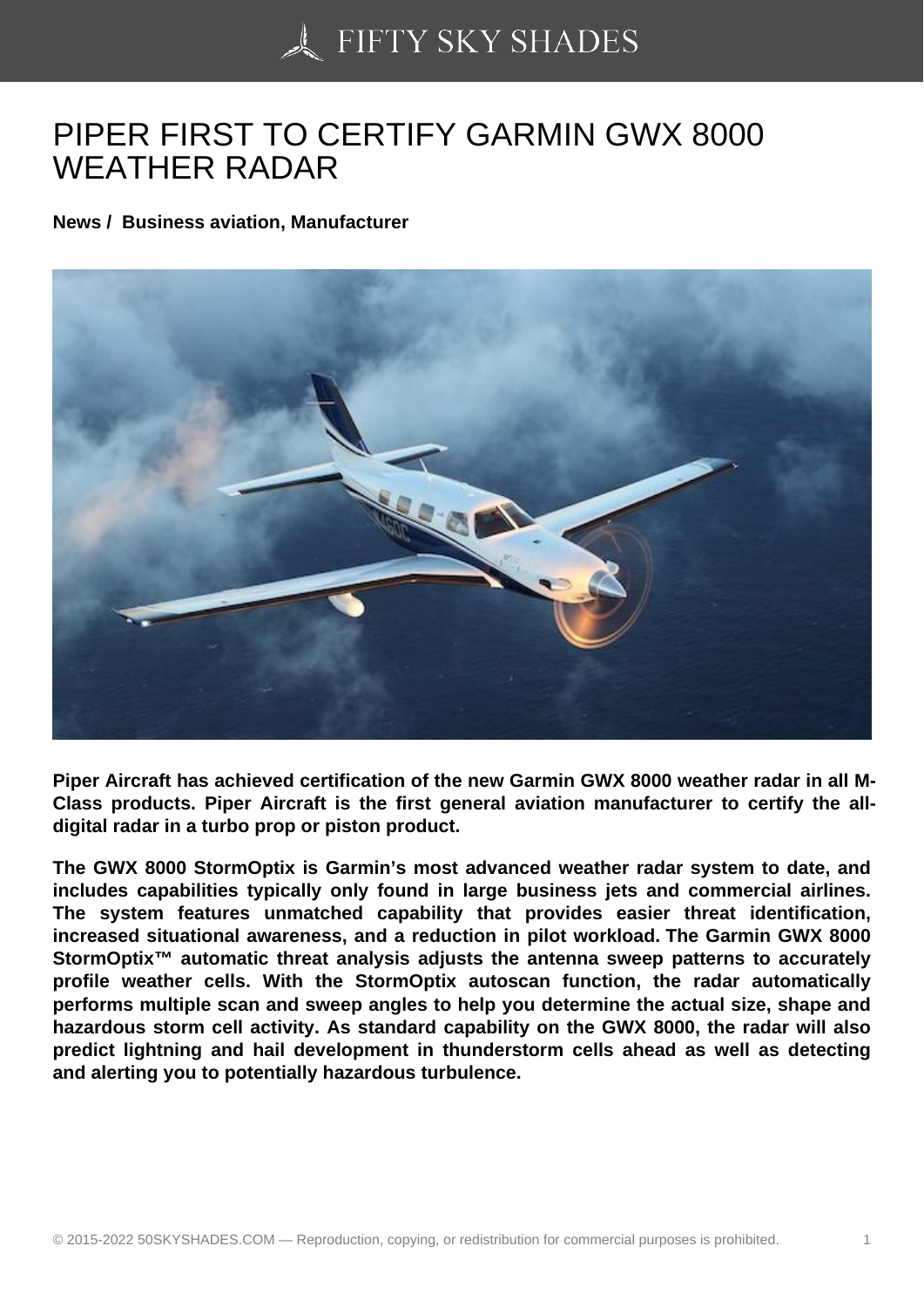# PIPER FIRST TO CERTIFY GARMIN GWX 8000 WEATHER RADAR

**News / Business aviation, Manufacturer**

**Piper Aircraft has achieved certification of the new Garmin GWX 8000 weather radar in all M-Class products. Piper Aircraft is the first general aviation manufacturer to certify the all-digital radar in a turbo prop or piston product.**

**The GWX 8000 StormOptix is Garmin's most advanced weather radar system to date, and includes capabilities typically only found in large business jets and commercial airlines. The system features unmatched capability that provides easier threat identification, increased situational awareness, and a reduction in pilot workload. The Garmin GWX 8000 StormOptix™ automatic threat analysis adjusts the antenna sweep patterns to accurately profile weather cells. With the StormOptix autoscan function, the radar automatically performs multiple scan and sweep angles to help you determine the actual size, shape and hazardous storm cell activity. As standard capability on the GWX 8000, the radar will also predict lightning and hail development in thunderstorm cells ahead as well as detecting and alerting you to potentially hazardous turbulence.**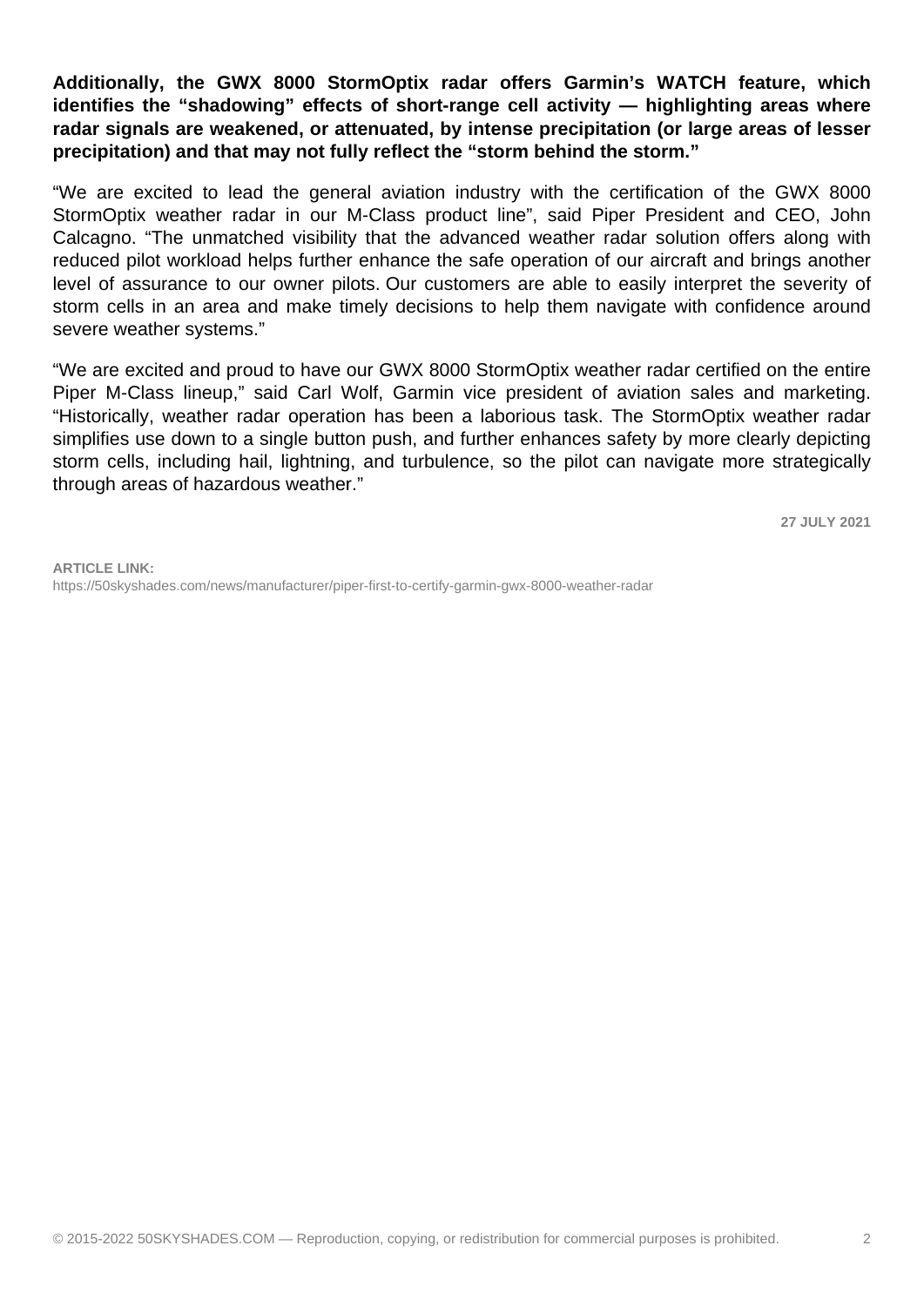**Additionally, the GWX 8000 StormOptix radar offers Garmin's WATCH feature, which identifies the "shadowing" effects of short-range cell activity — highlighting areas where radar signals are weakened, or attenuated, by intense precipitation (or large areas of lesser precipitation) and that may not fully reflect the "storm behind the storm."**

"We are excited to lead the general aviation industry with the certification of the GWX 8000 StormOptix weather radar in our M-Class product line", said Piper President and CEO, John Calcagno. "The unmatched visibility that the advanced weather radar solution offers along with reduced pilot workload helps further enhance the safe operation of our aircraft and brings another level of assurance to our owner pilots. Our customers are able to easily interpret the severity of storm cells in an area and make timely decisions to help them navigate with confidence around severe weather systems."

"We are excited and proud to have our GWX 8000 StormOptix weather radar certified on the entire Piper M-Class lineup," said Carl Wolf, Garmin vice president of aviation sales and marketing. "Historically, weather radar operation has been a laborious task. The StormOptix weather radar simplifies use down to a single button push, and further enhances safety by more clearly depicting storm cells, including hail, lightning, and turbulence, so the pilot can navigate more strategically through areas of hazardous weather."

**27 JULY 2021**

**ARTICLE LINK:**
https://50skyshades.com/news/manufacturer/piper-first-to-certify-garmin-gwx-8000-weather-radar